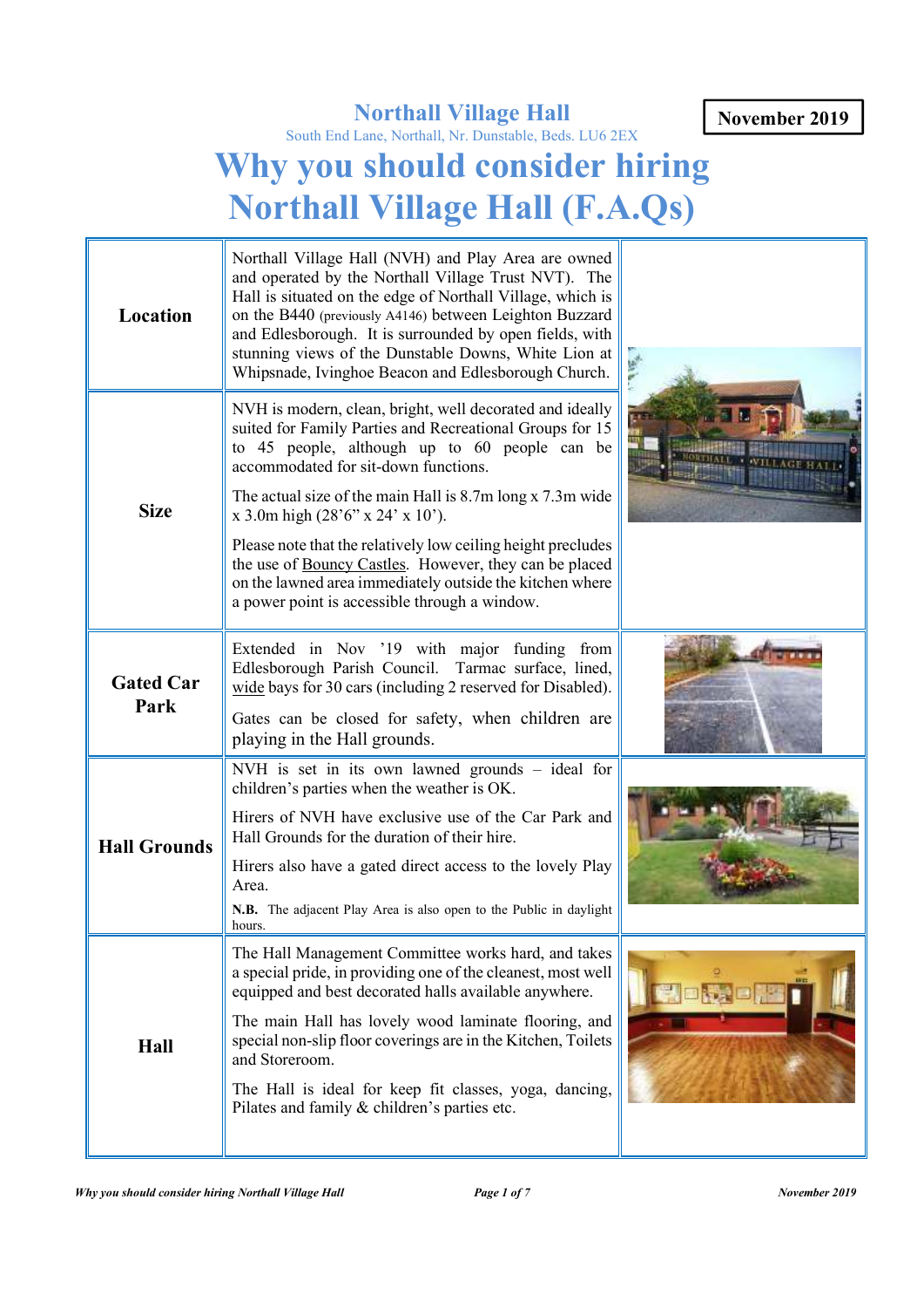**Northall Village Hall**

South End Lane, Northall, Nr. Dunstable, Beds. LU6 2EX

**November 2019**

# Why you should consider hiring Northall Village Hall (F.A.Qs)

| | |
|---|---|
| **Location** | Northall Village Hall (NVH) and Play Area are owned and operated by the Northall Village Trust NVT). The Hall is situated on the edge of Northall Village, which is on the B440 (previously A4146) between Leighton Buzzard and Edlesborough. It is surrounded by open fields, with stunning views of the Dunstable Downs, White Lion at Whipsnade, Ivinghoe Beacon and Edlesborough Church. |
| **Size** | NVH is modern, clean, bright, well decorated and ideally suited for Family Parties and Recreational Groups for 15 to 45 people, although up to 60 people can be accommodated for sit-down functions.<br><br>The actual size of the main Hall is 8.7m long x 7.3m wide x 3.0m high (28'6" x 24' x 10').<br><br>Please note that the relatively low ceiling height precludes the use of Bouncy Castles. However, they can be placed on the lawned area immediately outside the kitchen where a power point is accessible through a window. |
| **Gated Car Park** | Extended in Nov '19 with major funding from Edlesborough Parish Council. Tarmac surface, lined, wide bays for 30 cars (including 2 reserved for Disabled).<br><br>Gates can be closed for safety, when children are playing in the Hall grounds. |
| **Hall Grounds** | NVH is set in its own lawned grounds – ideal for children's parties when the weather is OK.<br><br>Hirers of NVH have exclusive use of the Car Park and Hall Grounds for the duration of their hire.<br><br>Hirers also have a gated direct access to the lovely Play Area.<br><br>**N.B.** The adjacent Play Area is also open to the Public in daylight hours. |
| **Hall** | The Hall Management Committee works hard, and takes a special pride, in providing one of the cleanest, most well equipped and best decorated halls available anywhere.<br><br>The main Hall has lovely wood laminate flooring, and special non-slip floor coverings are in the Kitchen, Toilets and Storeroom.<br><br>The Hall is ideal for keep fit classes, yoga, dancing, Pilates and family & children's parties etc. |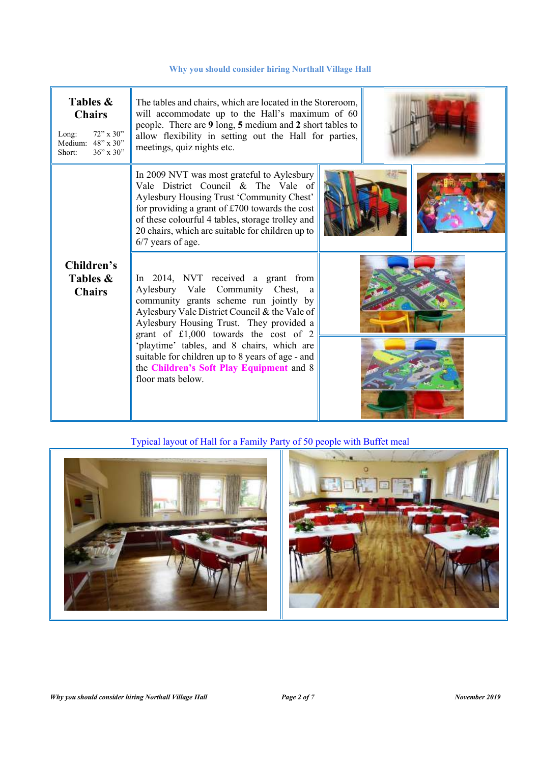## Why you should consider hiring Northall Village Hall

| | |
|---|---|
| **Tables & Chairs**<br>Long: 72" x 30"<br>Medium: 48" x 30"<br>Short: 36" x 30" | The tables and chairs, which are located in the Storeroom, will accommodate up to the Hall's maximum of 60 people. There are **9** long, **5** medium and **2** short tables to allow flexibility in setting out the Hall for parties, meetings, quiz nights etc. |
| **Children's Tables & Chairs** | In 2009 NVT was most grateful to Aylesbury Vale District Council & The Vale of Aylesbury Housing Trust 'Community Chest' for providing a grant of £700 towards the cost of these colourful 4 tables, storage trolley and 20 chairs, which are suitable for children up to 6/7 years of age. |
| | In 2014, NVT received a grant from Aylesbury Vale Community Chest, a community grants scheme run jointly by Aylesbury Vale District Council & the Vale of Aylesbury Housing Trust. They provided a grant of £1,000 towards the cost of 2 'playtime' tables, and 8 chairs, which are suitable for children up to 8 years of age - and the **Children's Soft Play Equipment** and 8 floor mats below. |

Typical layout of Hall for a Family Party of 50 people with Buffet meal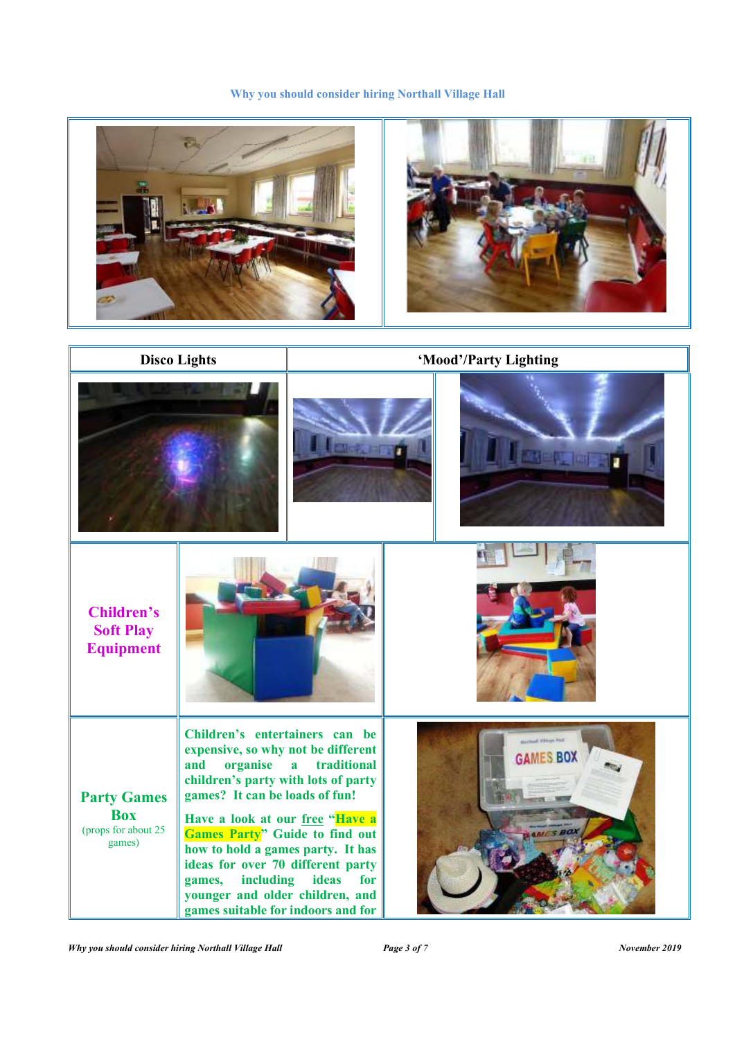## Why you should consider hiring Northall Village Hall

| Disco Lights | 'Mood'/Party Lighting | |
|---|---|---|

**Children's Soft Play Equipment**

**Party Games Box**
(props for about 25 games)

**Children's entertainers can be expensive, so why not be different and organise a traditional children's party with lots of party games? It can be loads of fun!**

**Have a look at our free "Have a Games Party" Guide to find out how to hold a games party. It has ideas for over 70 different party games, including ideas for younger and older children, and games suitable for indoors and for**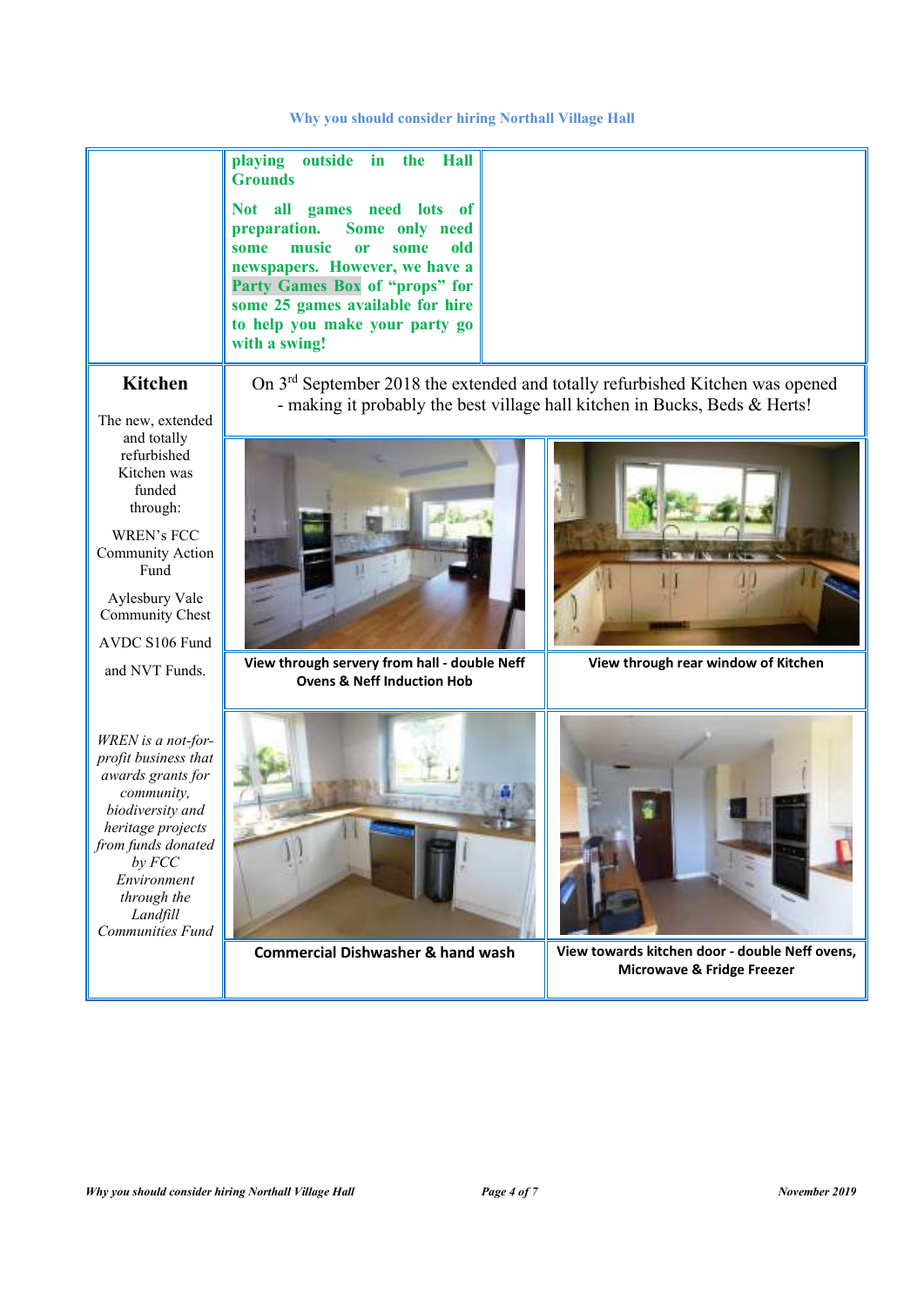playing outside in the Hall Grounds

Not all games need lots of preparation. Some only need some music or some old newspapers. However, we have a Party Games Box of "props" for some 25 games available for hire to help you make your party go with a swing!

## Kitchen

The new, extended and totally refurbished Kitchen was funded through:

WREN's FCC Community Action Fund

Aylesbury Vale Community Chest

AVDC S106 Fund

and NVT Funds.

*WREN is a not-for-profit business that awards grants for community, biodiversity and heritage projects from funds donated by FCC Environment through the Landfill Communities Fund*

On 3rd September 2018 the extended and totally refurbished Kitchen was opened - making it probably the best village hall kitchen in Bucks, Beds & Herts!

**View through servery from hall - double Neff Ovens & Neff Induction Hob**

**View through rear window of Kitchen**

**Commercial Dishwasher & hand wash**

**View towards kitchen door - double Neff ovens, Microwave & Fridge Freezer**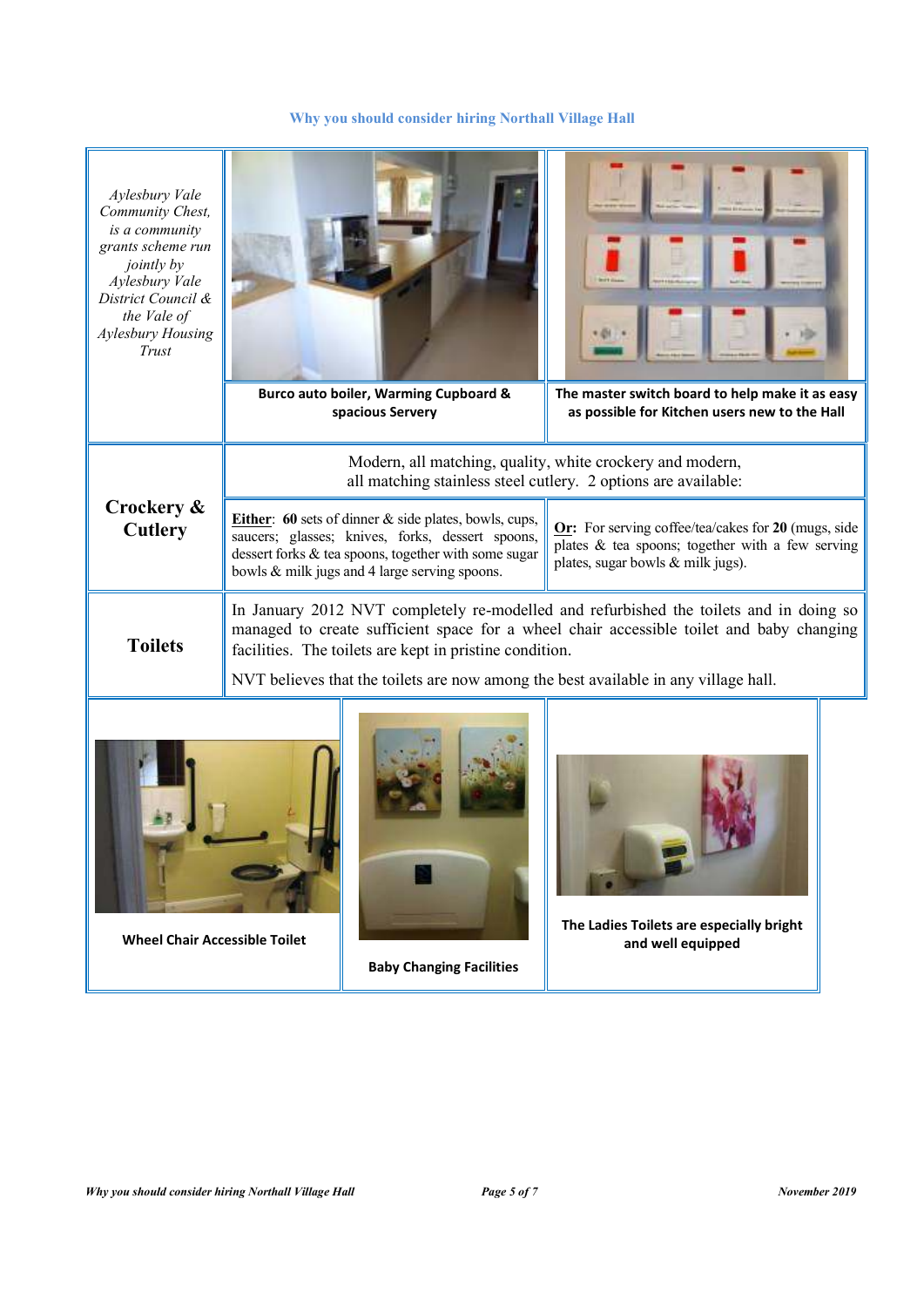### Why you should consider hiring Northall Village Hall

| | | |
|---|---|---|
| *Aylesbury Vale Community Chest, is a community grants scheme run jointly by Aylesbury Vale District Council & the Vale of Aylesbury Housing Trust* | **Burco auto boiler, Warming Cupboard & spacious Servery** | **The master switch board to help make it as easy as possible for Kitchen users new to the Hall** |
| **Crockery & Cutlery** | Modern, all matching, quality, white crockery and modern, all matching stainless steel cutlery. 2 options are available: | |
| | **Either**: **60** sets of dinner & side plates, bowls, cups, saucers; glasses; knives, forks, dessert spoons, dessert forks & tea spoons, together with some sugar bowls & milk jugs and 4 large serving spoons. | **Or:** For serving coffee/tea/cakes for **20** (mugs, side plates & tea spoons; together with a few serving plates, sugar bowls & milk jugs). |
| **Toilets** | In January 2012 NVT completely re-modelled and refurbished the toilets and in doing so managed to create sufficient space for a wheel chair accessible toilet and baby changing facilities. The toilets are kept in pristine condition. NVT believes that the toilets are now among the best available in any village hall. | |

| | | |
|---|---|---|
| **Wheel Chair Accessible Toilet** | **Baby Changing Facilities** | **The Ladies Toilets are especially bright and well equipped** |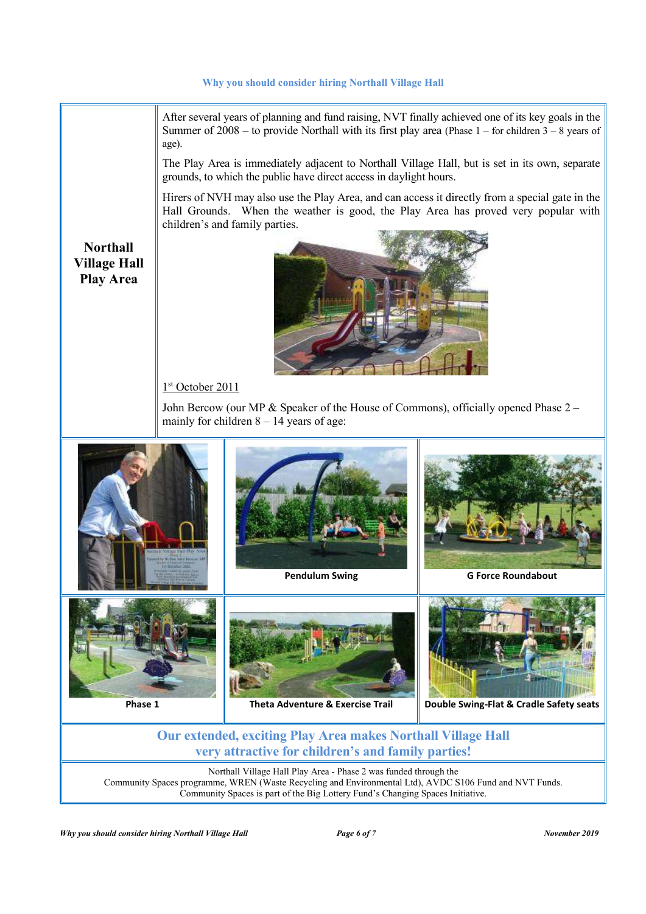Why you should consider hiring Northall Village Hall

## Northall Village Hall Play Area

After several years of planning and fund raising, NVT finally achieved one of its key goals in the Summer of 2008 – to provide Northall with its first play area (Phase 1 – for children 3 – 8 years of age).

The Play Area is immediately adjacent to Northall Village Hall, but is set in its own, separate grounds, to which the public have direct access in daylight hours.

Hirers of NVH may also use the Play Area, and can access it directly from a special gate in the Hall Grounds. When the weather is good, the Play Area has proved very popular with children's and family parties.

1st October 2011

John Bercow (our MP & Speaker of the House of Commons), officially opened Phase 2 – mainly for children 8 – 14 years of age:

**Pendulum Swing**

**G Force Roundabout**

**Phase 1**

**Theta Adventure & Exercise Trail**

**Double Swing-Flat & Cradle Safety seats**

**Our extended, exciting Play Area makes Northall Village Hall very attractive for children's and family parties!**

Northall Village Hall Play Area - Phase 2 was funded through the Community Spaces programme, WREN (Waste Recycling and Environmental Ltd), AVDC S106 Fund and NVT Funds. Community Spaces is part of the Big Lottery Fund's Changing Spaces Initiative.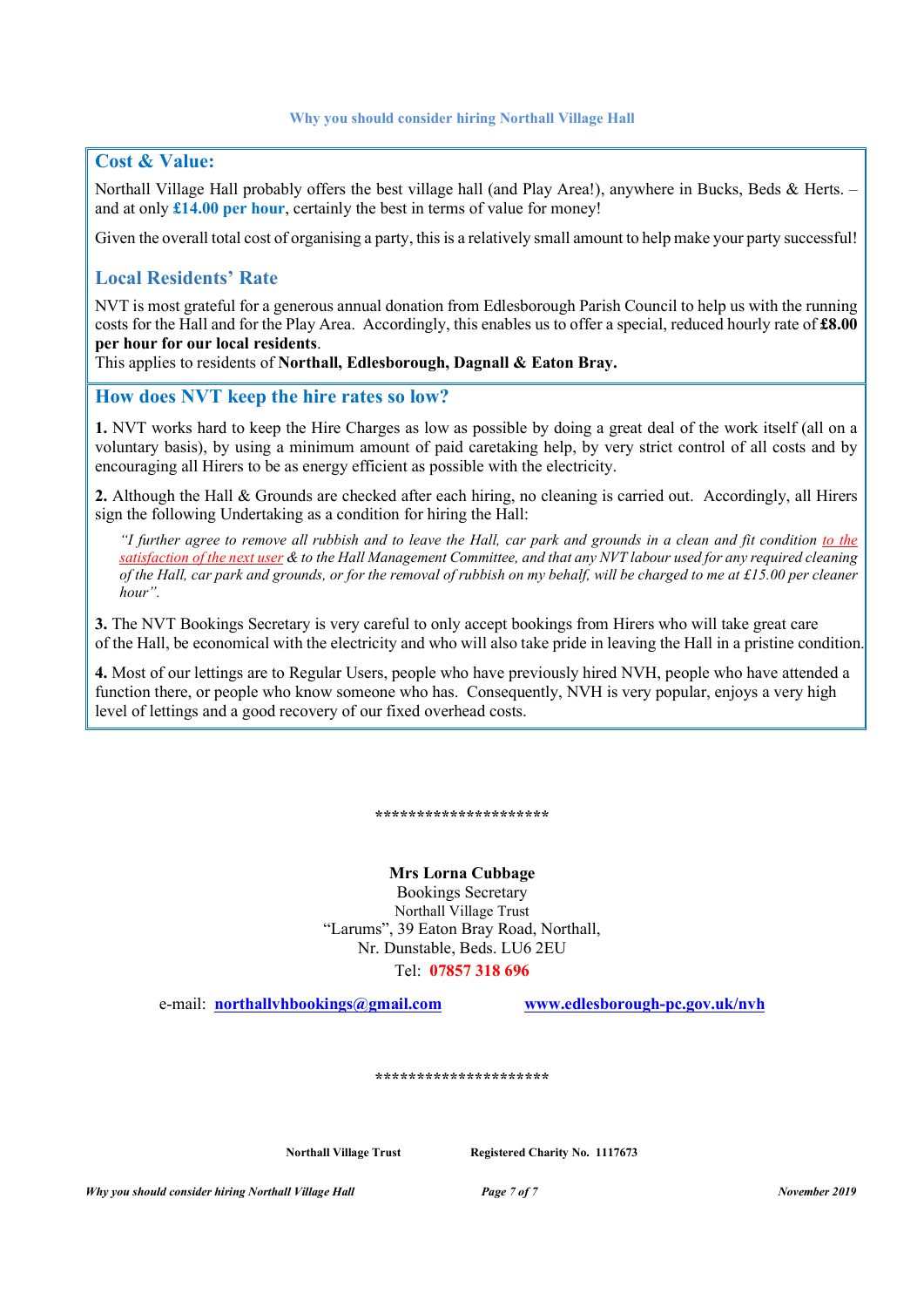## Cost & Value:

Northall Village Hall probably offers the best village hall (and Play Area!), anywhere in Bucks, Beds & Herts. – and at only **£14.00 per hour**, certainly the best in terms of value for money!

Given the overall total cost of organising a party, this is a relatively small amount to help make your party successful!

## Local Residents' Rate

NVT is most grateful for a generous annual donation from Edlesborough Parish Council to help us with the running costs for the Hall and for the Play Area. Accordingly, this enables us to offer a special, reduced hourly rate of **£8.00 per hour for our local residents**.
This applies to residents of **Northall, Edlesborough, Dagnall & Eaton Bray.**

## How does NVT keep the hire rates so low?

**1.** NVT works hard to keep the Hire Charges as low as possible by doing a great deal of the work itself (all on a voluntary basis), by using a minimum amount of paid caretaking help, by very strict control of all costs and by encouraging all Hirers to be as energy efficient as possible with the electricity.

**2.** Although the Hall & Grounds are checked after each hiring, no cleaning is carried out. Accordingly, all Hirers sign the following Undertaking as a condition for hiring the Hall:

> *"I further agree to remove all rubbish and to leave the Hall, car park and grounds in a clean and fit condition to the satisfaction of the next user & to the Hall Management Committee, and that any NVT labour used for any required cleaning of the Hall, car park and grounds, or for the removal of rubbish on my behalf, will be charged to me at £15.00 per cleaner hour".*

**3.** The NVT Bookings Secretary is very careful to only accept bookings from Hirers who will take great care of the Hall, be economical with the electricity and who will also take pride in leaving the Hall in a pristine condition.

**4.** Most of our lettings are to Regular Users, people who have previously hired NVH, people who have attended a function there, or people who know someone who has. Consequently, NVH is very popular, enjoys a very high level of lettings and a good recovery of our fixed overhead costs.

*********************

**Mrs Lorna Cubbage**
Bookings Secretary
Northall Village Trust
"Larums", 39 Eaton Bray Road, Northall,
Nr. Dunstable, Beds. LU6 2EU
Tel: **07857 318 696**

e-mail: **northallvhbookings@gmail.com** **www.edlesborough-pc.gov.uk/nvh**

*********************

**Northall Village Trust** **Registered Charity No. 1117673**